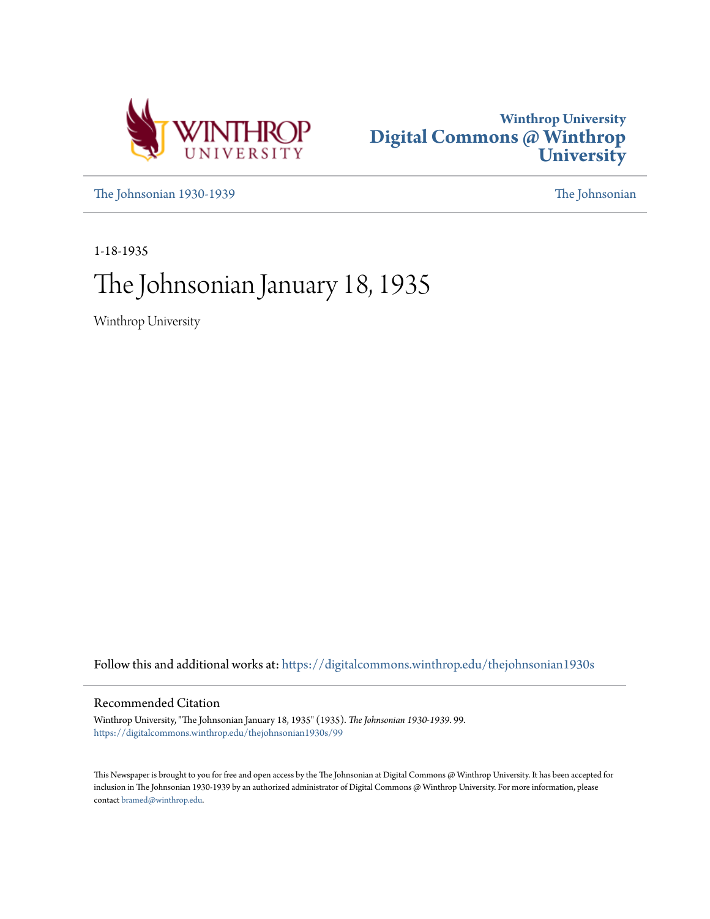Winthrop University
# Digital Commons @ Winthrop University

The Johnsonian 1930-1939 | The Johnsonian

1-18-1935

# The Johnsonian January 18, 1935

Winthrop University

Follow this and additional works at: https://digitalcommons.winthrop.edu/thejohnsonian1930s

## Recommended Citation

Winthrop University, "The Johnsonian January 18, 1935" (1935). *The Johnsonian 1930-1939*. 99.
https://digitalcommons.winthrop.edu/thejohnsonian1930s/99

This Newspaper is brought to you for free and open access by the The Johnsonian at Digital Commons @ Winthrop University. It has been accepted for inclusion in The Johnsonian 1930-1939 by an authorized administrator of Digital Commons @ Winthrop University. For more information, please contact bramed@winthrop.edu.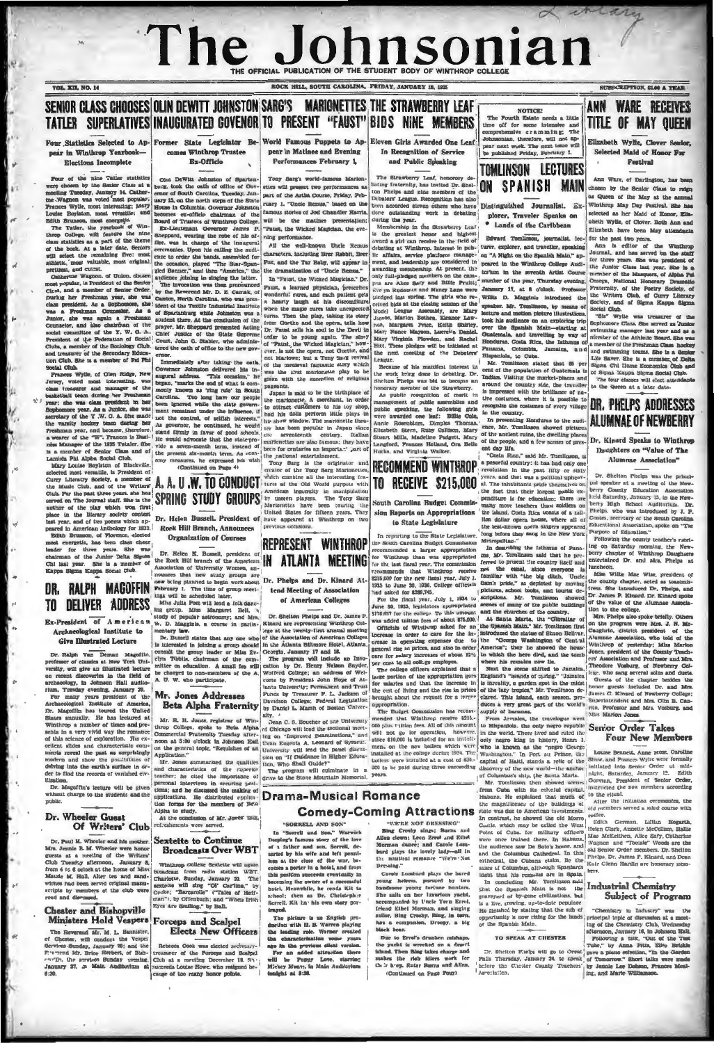# The Johnsonian

THE OFFICIAL PUBLICATION OF THE STUDENT BODY OF WINTHROP COLLEGE

VOL. XII, NO. 14 — ROCK HILL, SOUTH CAROLINA, FRIDAY, JANUARY 18, 1935 — SUBSCRIPTION, $1.00 A YEAR

## SENIOR CLASS CHOOSES TATLER SUPERLATIVES

### Four Statistics Selected to Appear in Winthrop Yearbook—Elections Incomplete

Four of the nine Tatler statistics were chosen by the Senior Class at a meeting Tuesday, January 14. Catherine Wagnon was voted most popular; Frances Wylie, most interesting; Mary Louise Boylston, most versatile; and Edith Brunson, most energetic.

The Tatler, the yearbook of Winthrop College, will feature the nine class statistics as a part of the theme of the book. At a later date, Seniors will select the remaining five: most athletic, most valuable, most original, prettiest, and cutest.

Catherine Wagnon, of Union, chosen most popular, is President of the Senior Class, and a member of Senior Order. During her freshman year, she was class president. As a Sophomore, she was a Freshman Counselor. As a Junior, she was again a Freshman Counselor, and also chairman of the social committee of the Y. W. C. A. President of the Federation of Social Clubs, a member of the Sociology Club, and treasurer of the Secondary Education Club. She is a member of Pi Phi Social Club.

Frances Wylie, of Glen Ridge, New Jersey, voted most interesting, was class treasurer and manager of the basketball team during her Freshman year; she was class president in her Sophomore year. As a Junior, she was secretary of the Y. W. C. A. She made the varsity hockey team during her Freshman year, and became, therefore, a wearer of the "W". Frances is Business Manager of the 1935 Tatler. She is a member of Senior Class and of Lambda Phi Alpha Social Club.

Mary Louise Boylston of Blackville, selected most versatile, is President of Curry Literary Society, a member of the Music Club, and of the Writers' Club. For the past three years she has served on The Journal staff. She is the author of the play which won first place in the literary society contest last year, and of two poems which appeared in American Anthology for 1933.

Edith Brunson, of Florence, elected most energetic, has been class cheer leader for three years. She was chairman of the Junior Delta Sigma Chi last year. She is a member of Kappa Sigma Kappa Social Club.

## OLIN DEWITT JOHNSTON INAUGURATED GOVENOR

### Former State Legislator Becomes Winthrop Trustee Ex-Officio

Olin DeWitt Johnston of Spartanburg took the oath of office of Governor of South Carolina, Tuesday, January 15, on the north steps of the State House in Columbia. Governor Johnston becomes ex-officio chairman of the Board of Trustees of Winthrop College.

Ex-Lieutenant Governor James F. Sheppard, wearing the robe of his office, was in charge of the inaugural ceremonies. Upon his calling the audience to order the bands, assembled for the occasion, played "The Star-Spangled Banner," and then "America," the audience joining in singing the latter.

The invocation was then pronounced by the Reverend Mr. D. E. Camak, of Canton, North Carolina, who was president of the Textile Industrial Institute of Spartanburg while Johnston was a student there. At the conclusion of the prayer, Mr. Sheppard presented Acting Chief Justice of the State Supreme Court, John G. Stabler, who administered the oath of office to the new governor.

Immediately after taking the oath, Governor Johnston delivered his inaugural address. "This occasion," he began, "marks the end of what is commonly known as 'ring rule' in South Carolina. Too long have our people been ignored while the state government remained under the influence, if not the control, of selfish interests." As governor, he continued, he would stand firmly in favor of good schools. He would advocate that the state provide a seven-month term, instead of the present six-month term. As economy measures, he expressed his wish

(Continued on Page 4)

## SARG'S MARIONETTES TO PRESENT "FAUST"

### World Famous Puppets to Appear in Matinee and Evening Performances February 1

Tony Sarg's world-famous Marionettes will present two performances as part of the Artist Course, Friday, February 1. "Uncle Remus," based on the famous stories of Joel Chandler Harris, will be the matinee presentation; "Faust, the Wicked Magician," the evening performance.

All the well-known Uncle Remus characters, including Brer Rabbit, Brer Fox, and the Tar Baby, will appear in the dramatization of "Uncle Remus."

In "Faust, the Wicked Magician," Dr. Faust, a learned physician, prescribes wonderful cures, and each patient gets a hearty laugh at his discomfiture when the magic cures take unexpected turns. Then the play, taking its story from Goethe and the opera, tells how Dr. Faust sells his soul to the Devil in order to be young again. The story of "Faust, the Wicked Magician," however, is not the opera, not Goethe, and not Marlowe; but a Tony Sarg revival of the medieval fantastic story which was the first marionette play to be given with the exception of religious pageants.

Japan is said to be the birthplace of the marionette. A merchant, in order to attract customers to his toy shop, had his dolls perform little plays in his show window. The marionette theater has been popular in Japan since the seventeenth century. Italian marionettes are also famous; they have been for centuries an important part of the national entertainment.

Tony Sarg is the originator and creator of the Tony Sarg Marionettes, which combine all the interesting features of the Old World puppets with American ingenuity in manipulation by unseen players. The Tony Sarg Marionettes have been touring the United States for fifteen years. They have appeared at Winthrop on two previous occasions.

## THE STRAWBERRY LEAF BIDS NINE MEMBERS

### Eleven Girls Awarded One Leaf In Recognition of Service and Public Speaking

The Strawberry Leaf, honorary debating fraternity, has invited Dr. Shelton Phelps and nine members of the Debaters' League. Recognition has also been accorded eleven others who have done outstanding work in debating during the year.

Membership in the Strawberry Leaf is the greatest honor and highest award a girl can receive in the field of debating at Winthrop. Interest in public affairs, service, platform management, and leadership are considered in awarding membership. At present, the only full-pledged members on the campus are Alice Sary and Billie Pruitt; five probationers and Nancy Lee who pledged last spring. The girls who received bids at the closing session of the Model League Assembly are Mary Nance Magruon, Lucretia Daniel, Mary Jones, Marion Bethea, Eleanor Lawton, Margaret Price, Keith Shirley, Mary Virginia Plowden, and Rachel Hitt. These pledges will be initiated at the next meeting of the Debaters' League.

Because of his manifest interest in the work being done in debating, Dr. Shelton Phelps was led to become an honorary member of the Strawberry.

As public recognition of merit in management of public assemblies and public speaking, the following girls were awarded one leaf: Billie Cobb, Annie Rosenblum, Dimples Thomas, Elizabeth Stern, Ruby Cullison, Mary Sims, Mills, Madeline Padgett, Mary Langford, Frances Holland, Ora Belle Hucks, and Virginia Walker.

## RECOMMEND WINTHROP TO RECEIVE $215,000

### South Carolina Budget Commission Reports on Appropriations to State Legislature

In reporting to the State Legislature, the South Carolina Budget Commission recommended a larger appropriation for Winthrop than was appropriated for the last fiscal year. The commission recommends that Winthrop receive $215,000 for the new fiscal year, July 1, 1935 to June 30, 1936. College officials had asked for $238,745.

For the fiscal year, July 1, 1934 to June 30, 1935, legislators appropriated $176,621 for the college. To this amount was added tuition fees of about $75,000.

Officials of Winthrop asked for an increase in order to care for the increase in operating expenses due to general rise in prices, and also in order to care for salary increases of about 12½ per cent to all college employes.

The college officers explained that a large portion of the appropriation goes for salaries and that the increase in the cost of living and the rise in prices brought about the request for a larger appropriation.

The Budget Commission has recommended that Winthrop receive $215,000 plus tuition fees. All of this amount will not go for operation, however, since $10,000 is included for an installment on the new boilers which were installed at the college during 1934. The boilers were installed at a cost of $30,000 to be paid during three succeeding years.

> **NOTICE!**
>
> The Fourth Estate needs a little time off for some intensive and comprehensive cramming; The Johnsonian, therefore, will not appear next week. The next issue will be published Friday, February 1.

## TOMLINSON LECTURES ON SPANISH MAIN

### Distinguished Journalist, Explorer, Traveler Speaks on Lands of the Caribbean

Edward Tomlinson, journalist, lecturer, explorer, and traveller, speaking on "A Night on the Spanish Main," appeared in the Winthrop College Auditorium in the seventh Artist Course number of the year, Thursday evening, January 17, at 8 o'clock. Professor Willis D. Magginis introduced the speaker. Mr. Tomlinson, by means of lecture and motion picture illustrations, took his audience on an exploring trip over the Spanish Main—starting at Guatemala, and travelling by way of Honduras, Costa Rica, the Isthmus of Panama, Colombia, Jamaica, and Hispaniola, to Cuba.

Mr. Tomlinson stated that 85 per cent of the population of Guatemala is Indian. Visiting the market-places and around the country side, the traveller is impressed with the brilliance of native costumes, where it is possible to recognize the costumes of every village in the country.

In presenting Honduras to the audience, Mr. Tomlinson showed pictures of the ancient ruins, the dwelling places of the people, and a few scenes of present day life.

"Costa Rica," said Mr. Tomlinson, is a peaceful country; it has had only one revolution in the past fifty years, and that was a political upheaval. The inhabitants pride themselves on the fact that their largest public expenditure is for education; there are many more teachers than soldiers on the island. Costa Rica boasts of a million dollar opera house, where all of the best-known opera singers appeared long before they sang in the New York Metropolitan."

In describing the Isthmus of Panama, Mr. Tomlinson said that he preferred to present the country itself and not the canal, since everyone is familiar with "the big ditch, Uncle Sam's pride," as depicted by moving pictures, school books, and tourist descriptions. Mr. Tomlinson showed scenes of many of the public buildings and the churches of the country.

At Santa Marta, the "Gibraltar of the Spanish Main," Mr. Tomlinson first introduced the statue of Simon Bolivar, the "George Washington of Central America"; then he showed the house in which the hero died, and the tomb where his remains now lie.

Next the scene shifted to Jamaica, England's "islands of spring." "Jamaica is literally, a garden spot in the midst of the lazy tropics," Mr. Tomlinson declared. This island, each season, produces a very great part of the world's supply of bananas.

From Jamaica, the travelogue went to Hispaniola, the only negro republic in the world. There lived and ruled the only negro king in history, Henri I, who is known as the "negro George Washington." In Port au Prince, the capital of Haiti, stands a relic of the discovery of the new world—the anchor of Columbus's ship, the Santa Maria.

Mr. Tomlinson then showed scenes from Cuba with its colorful capital, Habana. He explained that much of the magnificence of the buildings of state was due to American investments. In contrast, he showed the old Morro Castle, which may be called the West Point of Cuba, for military officers were once trained there. In Habana, the audience saw De Soto's home and the Columbus Cathedral. In this cathedral, the Cubans claim, lie the ashes of Columbus, although Spaniards insist that his remains are in Spain.

In concluding Mr. Tomlinson said that the Spanish Main is not the graveyard of by-gone civilizations, but is a live, growing, up-to-date populace. He finished by stating that the sun of opportunity is now rising for the lands of the Spanish Main.

### TO SPEAK AT CHESTER

Dr. Shelton Phelps will go to Great Falls Thursday, January 24, to speak before the Chester County Teachers' Association.

## ANN WARE RECEIVES TITLE OF MAY QUEEN

### Elizabeth Wylie, Clover Senior, Selected Maid of Honor For Festival

Ann Ware, of Darlington, has been chosen by the Senior Class to reign as Queen of the May at the annual Winthrop May Day Festival. She has selected as her Maid of Honor, Elizabeth Wylie, of Clover. Both Ann and Elizabeth have been May attendants for the past two years.

Ann is editor of the Winthrop Journal, and has served on the staff for three years. She was president of the Junior Class last year. She is a member of the Masquers, of Alpha Psi Omega, National Honorary Dramatic Fraternity, of the Poetry Society, of the Writers Club, of Curry Literary Society, and of Sigma Kappa Sigma Social Club.

"Sis" Wylie was treasurer of the Sophomore Class. She served as Junior swimming manager last year and as a member of the Athletic Board. She was a member of the Freshman Class hockey and swimming teams. She is a Senior Life Saver. She is a member of Delta Sigma Chi Home Economics Club and of Sigma Kappa Sigma Social Club.

The four classes will elect attendants to the Queen at a later date.

## DR. PHELPS ADDRESSES ALUMNAE OF NEWBERRY

### Dr. Kinard Speaks to Winthrop Daughters on "Value of The Alumnae Association"

Dr. Shelton Phelps was the principal speaker at a meeting of the Newberry County Education Association held Saturday, January 12, in the Newberry High School Auditorium. Dr. Phelps, who was introduced by J. P. Coates, secretary of the South Carolina Educational Association, spoke on "The Purpose of Education."

Following the county teacher's meeting on Saturday morning, the Newberry chapter of Winthrop Daughters entertained Dr. and Mrs. Phelps at luncheon.

Miss Willie Mae Wise, president of the county chapter, acted as toastmistress. She introduced Dr. Phelps, and Dr. James P. Kinard. Dr. Kinard spoke of the value of the Alumnae Association to the college.

Mrs. Phelps also spoke briefly. Others on the program were Mrs. J. N. McCaughrin, district president of the Alumnae Association, who told of the Winthrop of yesterday; Miss Marion Jones, president of the County Teachers' Association and Professor and Mrs. Theodore Vosburg, of Newberry College, who sang several solos and duets.

Guests of the chapter besides the honor guests included Dr. and Mrs. James C. Kinard of Newberry College; Superintendent and Mrs. Olin B. Cannon, Professor and Mrs. Vosburg, and Miss Marion Jones.

## A. A. U. W. TO CONDUCT SPRING STUDY GROUPS

### Dr. Helen Bussell, President of Rock Hill Branch, Announces Organization of Courses

Dr. Helen E. Bussell, president of the Rock Hill branch of the American Association of University Women, announces that new study groups are now being planned to begin work about February 1. The time of group meetings will be scheduled later.

Miss Julia Post will lead a folk dancing group. Miss Margaret Bell, a study of popular astronomy; and Mrs. W. D. Magginis, a course in parliamentary law.

Dr. Bussell states that any one who is interested in joining a group should consult the group leader or Miss Evelyn Tibbits, chairman of the committee on education. A small fee will be charged to non-members of the A. A. U. W. who participate.

## DR. RALPH MAGOFFIN TO DELIVER ADDRESS

### Ex-President of American Archaeological Institute to Give Illustrated Lecture

Dr. Ralph Van Deman Magoffin, professor of classics at New York University, will give an illustrated lecture on recent discoveries in the field of archaeology, in Johnson Hall auditorium, Tuesday evening, January 29.

For many years president of the Archaeological Institute of America, Dr. Magoffin has toured the United States annually. He has lectured at Winthrop a number of times and presents in a very vivid way the romance of this science of exploration. His excellent slides and characteristic comments reveal the past as surprisingly modern and show the possibilities of delving into the earth's surface in order to find the records of vanished civilization.

Dr. Magoffin's lecture will be given without charge to the students and the public.

## Mr. Jones Addresses Beta Alpha Fraternity

Mr. R. H. Jones, registrar of Winthrop College, spoke to Beta Alpha Commercial Fraternity Tuesday afternoon at 5:30 o'clock in Johnson Hall on the general topic, "Regulations of an Application."

Mr. Jones summarized the qualities and characteristics of the superior teacher; he cited the importance of personal interviews in securing positions; and he discussed the making of applications. He distributed application forms for the members of Beta Alpha to study.

At the conclusion of Mr. Jones' talk, refreshments were served.

## REPRESENT WINTHROP IN ATLANTA MEETING

### Dr. Phelps and Dr. Kinard Attend Meeting of Association of American Colleges

Dr. Shelton Phelps and Dr. James P. Kinard are representing Winthrop College at the twenty-first annual meeting of the Association of American Colleges in the Atlanta Biltmore Hotel, Atlanta, Georgia, January 17 and 18.

The program will include an Invocation by Dr. Henry Nelson Snyder, Wofford College; an address of Welcome by President John Hope of Atlanta University; Permanent and Trust Funds by Treasurer F. L. Jackson of Davidson College; Federal Legislation by Daniel L. Marsh of Boston University.

Dean C. S. Boucher of the University of Chicago will lead the sectional meeting on "Improved Examinations," and Dean Eugenia A. Leonard of Syracuse University will lead the panel discussion on "If Guidance in Higher Education, Who Shall Guide?"

The program will culminate in a drive to the Stone Mountain Memorial.

## Dr. Wheeler Guest Of Writers' Club

Dr. Paul M. Wheeler and his mother, Mrs. Jennie S. M. Wheeler were honor guests at a meeting of the Writers' Club Tuesday afternoon, January 8, from 4 to 6 o'clock at the home of Miss Maude M. Hall. Aiken tea and sandwiches had been served original manuscripts by members of the club were read and discussed.

## Sextette to Continue Broadcasts Over WBT

Winthrop College Sextette will again broadcast from radio station WBT, Charlotte, Sunday, January 20. The sextette will sing "Ol' Carlina," by Cooke; "Barcarolle" ("Tales of Hoffman"), by Offenbach; and "When Irish Eyes Are Smiling," by Ball.

## Chester and Bishopville Ministers Hold Vespers

The Reverend Mr. M. L. Bannister, of Chester, will conduct the Vesper Services Sunday, January 20; and the Reverend Mr. Bright Herbert, of Bishopville, the services Sunday evening, January 27, in Main Auditorium at 6:30.

## Forceps and Scalpel Elects New Officers

Rebecca Cook was elected secretary-treasurer of the Forceps and Scalpel Club at a meeting December 18. She succeeds Louise Rowe, who resigned because of too many honor points.

## Drama-Musical Romance Comedy-Coming Attractions

**"SORRELL AND SON"**

In "Sorrell and Son," Warwick Deeping's famous story of the love of a father and son, Sorrell, deserted by his wife and left penniless at the close of the war, becomes a porter in a hotel, and from this position succeeds eventually in becoming the owner of a successful hotel. Meanwhile, he sends Kit to school: then as Dr. Christopher Sorrell, Kit has his own story portrayed.

The picture is an English production with H. B. Warren playing the leading role. Warner created the characterization some years ago in the previous silent version.

For an added attraction there will be Puppy Love, starring Mickey Mouse, in Main Auditorium tonight at 8:30.

**"WE'RE NOT DRESSING"**

Bing Crosby sings; Burns and Allen clown; Leon Errol and Ethel Merman dance; and Carole Lombard plays the lovely lady—all in the nautical romance "We're Not Dressing."

Carole Lombard plays the bored young heiress, pursued by two handsome young fortune hunters. She sails on her luxurious yacht, accompanied by Uncle Leon Errol, friend Ethel Merman, and singing sailor, Bing Crosby. Bing, in turn, has a companion, Droopy, a big black bear.

Due to Errol's drunken mishaps, the yacht is wrecked on a desert island. Then Bing takes charge and makes the rich idlers work for their keep. Enter Burns and Allen.

(Continued on Page Four)

## Senior Order Takes Four New Members

Louise Bennett, Anne Moss, Caroline Shaw, and Frances Wylie were formally initiated into Senior Order at midnight, Saturday, January 12. Edith Gorman, President of Senior Order, instructed the new members according to the ritual.

After the initiation ceremonies, the old members served a salad course with coffee.

Edith Gorman, Lillian Hogarth, Helen Clark, Annette McCollum, Hallie Mae McKeithen, Alice Sary, Catherine Wagnon and "Tootsie" Woods are the old Senior Order members. Dr. Shelton Phelps, Dr. James P. Kinard, and Dean Kate Glenn Hardin are honorary members.

## Industrial Chemistry Subject of Program

"Chemistry in Industry" was the principal topic of discussion at a meeting of the Chemistry Club, Wednesday afternoon, January 16, in Johnson Hall. Following a talk, "Out of the Test Tube," by Anna Pitts, Elbe Brinkle gave a piano selection, "In the Garden of Tomorrow." Short talks were made by Jennie Lee Dobson, Frances Medlin, and Marie Williamson.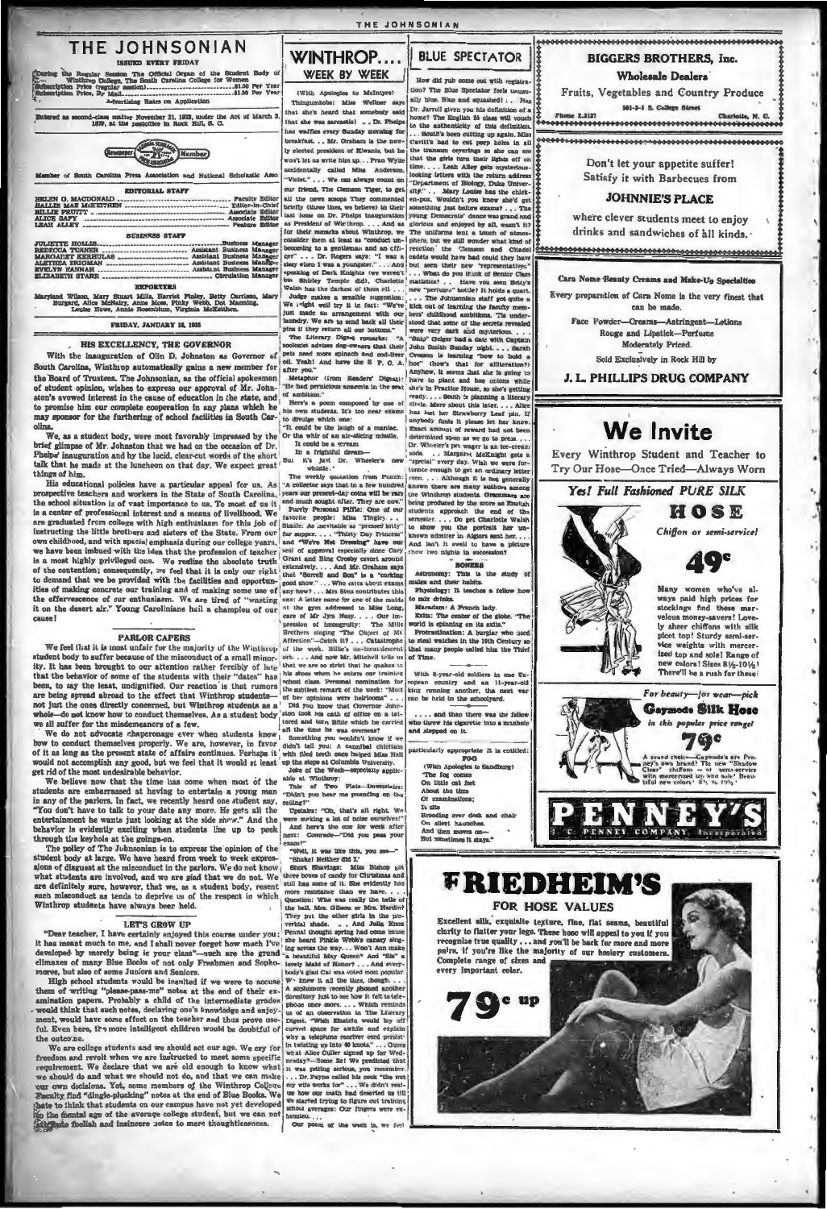# THE JOHNSONIAN

ISSUED EVERY FRIDAY

During the Regular Session The Official Organ of the Student Body of Winthrop College, The South Carolina College for Women

Subscription Price (regular session) ............ $1.00 Per Year
Subscription Price, By Mail ............ $1.50 Per Year

Advertising Rates on Application

Entered as second-class matter November 21, 1923, under the Act of March 3, 1879, at the postoffice in Rock Hill, S. C.

Member of South Carolina Press Association and National Scholastic Asso.

## EDITORIAL STAFF

HELEN G. MACDONALD ............ Faculty Editor
HALLIE MAE McKEITHEN ............ Editor-in-Chief
BILLIE PRUITT ............ Associate Editor
ALICE SAFY ............ Associate Editor
LEAH ALLEY ............ Feature Editor

## BUSINESS STAFF

JULIETTE HOLLIS ............ Business Manager
REBECCA TURNER ............ Assistant Business Manager
MARGARET KERHULAS ............ Assistant Business Manager
ALETHEA BRIGMAN ............ Assistant Business Manager
EVELYN HANNAH ............ Assistant Business Manager
ELIZABETH STARR ............ Circulation Manager

## REPORTERS

Maryland Wilson, Mary Stuart Mills, Harriet Finley, Betty Carrison, Mary Burgard, Alice McNairy, Anne Moss, Pinky Webb, Dot Manning, Louise Howe, Annie Rosenblum, Virginia McKeithen.

FRIDAY, JANUARY 18, 1935

## HIS EXCELLENCY, THE GOVERNOR

With the inauguration of Olin D. Johnston as Governor of South Carolina, Winthrop automatically gains a new member for the Board of Trustees. The Johnsonian, as the official spokesman of student opinion, wishes to express our approval of Mr. Johnston's avowed interest in the cause of education in the state, and to promise him our complete cooperation in any plans which he may sponsor for the furthering of school facilities in South Carolina.

We, as a student body, were most favorably impressed by the brief glimpse of Mr. Johnston that we had on the occasion of Dr. Phelps' inauguration and by the lucid, clear-cut words of the short talk that he made at the luncheon on that day. We expect great things of him.

His educational policies have a particular appeal for us. As prospective teachers and workers in the State of South Carolina, the school situation is of vast importance to us. To most of us it is a center of professional interest and a means of livelihood. We are graduated from college with high enthusiasm for this job of instructing the little brothers and sisters of the State. From our own childhood, and with special emphasis during our college years, we have been imbued with the idea that the profession of teacher is a most highly privileged one. We realize the absolute truth of the contention; consequently, we feel that it is only our right to demand that we be provided with the facilities and opportunities of making concrete our training and of making some use of the effervescence of our enthusiasm. We are tired of "wasting it on the desert air." Young Carolinians hail a champion of our cause!

## PARLOR CAPERS

We feel that it is most unfair for the majority of the Winthrop student body to suffer because of the misconduct of a small minority. It has been brought to our attention rather forcibly of late that the behavior of some of the students with their "dates" has been, to say the least, undignified. Our reaction is that rumors are being spread abroad to the effect that Winthrop students—not just the ones directly concerned, but Winthrop students as a whole—do not know how to conduct themselves. As a student body we all suffer for the misdemeanors of a few.

We do not advocate chaperonage ever when students know how to conduct themselves properly. We are, however, in favor of it as long as the present state of affairs continues. Perhaps it would not accomplish any good, but we feel that it would at least get rid of the most undesirable behavior.

We believe now that the time has come when most of the students are embarrassed at having to entertain a young man in any of the parlors. In fact, we recently heard one student say, "You don't have to talk to your date any more. He gets all the entertainment he wants just looking at the side show." And the behavior is evidently exciting when students line up to peek through the keyhole at the goings-on.

The policy of The Johnsonian is to express the opinion of the student body at large. We have heard from week to week expressions of disgust at the misconduct in the parlors. We do not know what students are involved, and we are glad that we do not. We are definitely sure, however, that we, as a student body, resent such misconduct as tends to deprive us of the respect in which Winthrop students have always been held.

## LET'S GROW UP

"Dear teacher, I have certainly enjoyed this course under you; it has meant much to me, and I shall never forget how much I've developed by merely being in your class"—such are the grand climaxes of many Blue Books of not only Freshmen and Sophomores, but also of some Juniors and Seniors.

High school students would be insulted if we were to accuse them of writing "please-pass-me" notes at the end of their examination papers. Probably a child of the intermediate grades would think that such notes, declaring one's knowledge and enjoyment, would have some effect on the teacher and thus prove useful. Even here, the more intelligent children would be doubtful of the outcome.

We are college students and we should act our age. We cry for freedom and revolt when we are instructed to meet some specific requirement. We declare that we are old enough to know what we should do and what we should not do, and that we can make our own decisions. Yet, some members of the Winthrop College Faculty find "dingle-plucking" notes at the end of Blue Books. We hate to think that students on our campus have not yet developed to the mental age of the average college student, but we can not attribute foolish and insincere notes to mere thoughtlessness.

# WINTHROP.... WEEK BY WEEK

(With Apologies to McIntyre)

Thingumbobs: Miss Wellner says that she's heard that somebody said that she was sarcastic! . . Dr. Phelps has waffles every Sunday morning for breakfast. . . Mr. Graham is the newly elected president of Kiwanis, but he won't let us write him up. . . Fran Wylie accidentally called Miss Anderson, "Violet." . . . We can always count on our friend, The Clemson Tiger, to get all the news scoops They commented briefly (three lines, we believe) in their last issue on Dr. Phelps inauguration as President of Winthrop. . . . And as for their remarks about Winthrop, we consider them at least as "conduct unbecoming to a gentleman and an officer" . . . Dr. Rogers says: "I was a sissy when I was a youngster." . . . And speaking of Dark Knights (we weren't) Shirley Temple did), Charlotte Walsh has the darkest of them all . . . Judge makes a sensible suggestion: We right well try it in fact: "We're just made an arrangement with our laundry. We are to send back all their pins if they return all our buttons."

The Literary Digest remarks: "A sociologist advises dog-owners that their pets need more spinach and cod-liver oil. Yeah! And have the S. P. C. A. after you?"

Metaphor (from Readers' Digest): "He had pernicious anaemia in the seat of ambition."

Here's a poem composed by one of his own students. It's too near exams to divulge which one:

"It could be the laugh of a maniac,
Or the whir of an air-slicing missile.
It could be a scream
In a frightful dream—
But it's just Dr. Wheeler's new whistle."

The weekly quotation from Punch: "A collector says that in a few hundred years our present-day coins will be rare and much sought after. They are now."

Purely Personal Piffle: One of our favorite people: Miss Tingley . . . Simile: As inevitable as "pressed kitty" for supper. . . "Thirty Day Princess" and "We're Not Dressing" have our seal of approval especially since Cary Grant and Bing Crosby cavort around extensively. . . And Mr. Graham says that "Sorrell and Son" is a "corking good show." . . Who cares about exams any how? . . . Mrs Sims contributes this one: A letter came for one of the maids at the gym addressed to Miss Long, care of Mr Jim Nasy. . . . Our impression of incongruity: The Mills Brothers singing "The Object of My Affection"—Catch it? . . . Catastrophe of the week. Billie's un-incandescent orb. . . . And now Mr. Mitchell tells us that we are so strict that he quakes in his shoes when he enters our training school class. Personal nomination for the subtlest remark of the week: "Most of her opinions were heirlooms" . . .

Did you know that Governor Johnston took his oath of office on a tattered and torn Bible which he carried all the time he was overseas?

Something you wouldn't know if we didn't tell you: A cannibal chieftain with filed teeth once helped Miss Hall up the steps at Columbia University.

Joke of the Week—especially applicable at Winthrop:

Tale of Two Flats—Downstairs: "Didn't you hear me pounding on the ceiling?"

Upstairs: "Oh, that's all right. We were making a lot of noise ourselves!"

And here's the one for week after next: Comrade—"Did you pass your exam?"

"Well, it was like this, you see—"

"Shake! Neither did I."

Short Shavings: Miss Bishop got three boxes of candy for Christmas and still has some of it. She evidently has more resistance than we have. . . . Question: Who was really the belle of the ball, Mrs. Gibson or Mrs. Hardin? They put the other girls in the proverbial shade. . . . And Julia Knox Pennal thought spring had come cause she heard Pinkie Webb's canary singing across the way. . . Won't Ann make a beautiful May Queen? And "Bo" a lovely Maid of Honor? . . . And everybody's glad Cal was voted most popular. We knew it all the time, though. . . . A sophomore recently phoned another dormitory just to see how it felt to telephone once more. . . . Which reminds us of an observation in The Literary Digest. "Wish Einstein would lay off curved space for awhile and explain why a telephone receiver cord persists in twisting up into 40 knots" . . . Guess what Alice Culler signed up for Wednesday?—None Ex! We predicted that it was getting serious, you remember. . . . Dr. Payne called his cook "the nut my wife works for" . . . We didn't realize how our math had deserted us till we started trying to figure out training school averages: Our fingers were exhausted. . . .

Our poem of the week is, we feel particularly appropriate It is entitled:

FOG

(With Apologies to Sandburg)

"The fog comes
On little cat feet
About the time
Of examinations;
It sits
Brooding over desk and chair
On silent haunches.
And then moves on—
But sometimes it stays."

# BLUE SPECTATOR

How did you come out with registration? The Blue Spectator feels unusually blue. Blue and squashed! . . . Has Dr. Jarrell given you his definition of a home? The English 55 class will vouch to the authenticity of this definition. . . . South's been cutting up again. Miss Cavitt's had to cut peep holes in all the transom coverings so she can see that the girls turn their lights off on time. . . . Leah Alley gets mysterious-looking letters with the return address "Department of Biology, Duke University." . . . Mary Louise has the chicken-pox. Wouldn't you know she'd get something just before exams? . . . The glorious and enjoyed by all, wasn't it? Young Democrats' dance was grand and The uniforms lent a touch of atmosphere, but we still wonder what kind of reaction the Clemson and Citadel cadets would have had could they have but seen their new "representatives." . . . What do you think of Senior Class statistics? . . . Have you seen Betty's new "perfume" bottle? It holds a quart. . . . The Johnsonian staff got quite a kick out of learning the faculty members' childhood ambitions. 'Tis understood that some of the secrets revealed were very dark and mysterious. . . . "Snip" Geiger had a date with Captain John Smith Sunday night. . . . Sarah Oreson is learning "how to hold a hoe" (how's that for alliteration?) Anyhow, it seems that she is going to have to plant and hoe onions while she's in Practice House, so she's getting ready. . . . South is planning a literary circle. More about this later. . . . Alice has lost her Strawberry Leaf pin. If anybody finds it please let her know. Exact amount of reward had not been determined upon as we go to press . . . Dr. Wheeler's pet wager is an ice-cream soda. . . . Margaret McKnight gets a "special" every day. Wish we were fortunate enough to get an ordinary letter even. . . . Although it is not generally known there are many authors among the Winthrop students. Grammars are being produced by the score as English students approach the end of the semester. . . . Do get Charlotte Walsh to show you the portrait her unknown admirer in Algiers sent her. . . . And isn't it swell to have a picture show two nights in succession?

## BONERS

Astronomy: This is the study of mules and their habits.

Physiology: It teaches a fellow how to mix drinks.

Macadam: A French lady.

Exits: The center of the globe. "The world is spinning on its exits."

Procrastination: A burglar who used to steal watches in the 18th Century so that many people called him the Thief of Time.

With 8-year-old soldiers in one European country and an 11-year-old king running another, the next war can be held in the schoolyard.

. . . . and then there was the fellow who threw his cigarette into a manhole and stepped on it.

---

**BIGGERS BROTHERS, Inc.**
**Wholesale Dealers**
Fruits, Vegetables and Country Produce
501-3-5 S. College Street
Phone 2.3137 — Charlotte, N. C.

---

Don't let your appetite suffer!
Satisfy it with Barbecues from
**JOHNNIE'S PLACE**
where clever students meet to enjoy drinks and sandwiches of all kinds.

---

**Cara Nome Beauty Creams and Make-Up Specialties**

Every preparation of Cara Nome is the very finest that can be made.

Face Powder—Creams—Astringent—Lotions
Rouge and Lipstick—Perfume
Moderately Priced.

Sold Exclusively in Rock Hill by

**J. L. PHILLIPS DRUG COMPANY**

---

# We Invite

Every Winthrop Student and Teacher to Try Our Hose—Once Tried—Always Worn

*Yes! Full Fashioned PURE SILK*

**HOSE**

*Chiffon or semi-service!*

**49c**

Many women who've always paid high prices for stockings find these marvelous money-savers! Lovely sheer chiffons with silk picot top! Sturdy semi-service weights with mercerized top and sole! Range of new colors! Sizes 8½-10½! There'll be a rush for these!

*For beauty—for wear—pick*
**Gaymode Silk Hose**
*in this popular price range!*

**79c**

A sound choice—Gaymode's are Penney's own brand! The new "Shadow Clear" chiffons — or semi-service with mercerized top and sole! Beautiful new colors! 8½ to 10½.

**PENNEY'S**
J. C. PENNEY COMPANY, Incorporated

---

# FRIEDHEIM'S

**FOR HOSE VALUES**

Excellent silk, exquisite texture, fine, flat seams, beautiful clarity to flatter your legs. These hose will appeal to you if you recognize true quality . . . and you'll be back for more and more pairs, if you're like the majority of our hosiery customers. Complete range of sizes and every important color.

**79c up**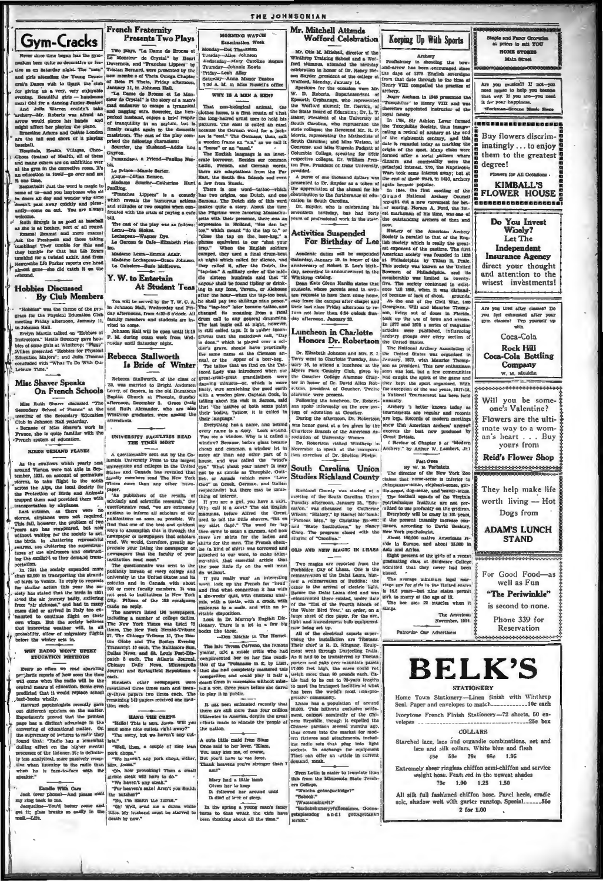# Gym-Cracks

Never since time began has the gymnasium been quite so decorative or festive as on Saturday night. The "men" and girls attending the Young Democrat's Dance wish to thank the club for giving us a very, very enjoyable evening. Beautiful girls — handsome men! Obi for a dancing Junior-Senior! And Julia Warren couldn't take archery—Mr. Roberts was afraid an arrow would pierce her hands and might affect her playing the piano.

Ernestine Adams and Cobbie London are the tall and short of it playing baseball.

Hospitals, Health Villages, Choo-Choos (trains) of Health, all of these and many others are on exhibition over at the gym in the corrective room. It's an education in itself—go over and see it come time.

Basketball! Just the word is magic to some of us—and you lazybones who sit in doors all day and wonder why time doesn't pass away quickly and pleasantly—come on out. You are always welcome.

Ruth Sturgis is as good at baseball as she is at hockey, sort of all round.

Exams! Exams! and more exams! Ask the Freshmen and those taking tumbling! They tumble for this and they tumble for that but Lib Byars tumbled for a twisted ankle. And from Newcastle Lib Parker reports one head almost gone—she did catch it on the rebound.

## Hobbies Discussed By Club Members

"Hobbies" was the theme of the program for the Physical Education Club meeting Friday afternoon, January 11, in Johnson Hall.

Evelyn Martin talked on "Hobbies of Instructors." Hettie Sweeney gave hobbies of some girls at Winthrop; "Piggy" Wilkes presented "Hobbies for Physical Education Majors"; and Julia Thomas concluded with "What To Do With Our Leisure Time."

## Miss Shaver Speaks On French Schools

Miss Ruth Shaver discussed "The Secondary School of France" at the meeting of the Secondary Education Club in Johnson Hall yesterday.

Because of Miss Shaver's work in France, she is quite familiar with the French system of education.

### BIRDS DEMAND PLANES

As the swallows which yearly nest around Vienna were not able in September, 1931, on account of premature storms, to take flight to the south across the Alps, the local Society for the Protection of Birds and Animals trapped them and provided them with transportation by airplanes.

Last autumn, as there were no storms, airplanes were not required. This fall, however, the problem of two years ago has reappeared, but now without waiting for the society to act, the birds in chattering reproachful swarms are clustering the superstructures of the airdromes and obstructing the sunlight as they demand transportation.

In 1931 the society expended more than $2,000 in transporting the stranded birds to Venice. In reply to requests for similar action this year the society has stated that the birds in 1931 stood the air journey badly, suffering from "air sickness," and had in many cases died or arrived in Italy too exhausted to continue flight on their own wings. But the society believes that improving weather will, in all probability, allow of migratory flights before the winter sets in.

### WHY RADIO WON'T UPSET EDUCATION METHODS

Every so often we read sparkling prophetic reports of how soon the time will come when the radio will be the central means of education. Some even predicted that it would replace school text-books wholly.

Harvard psychologists recently gave out different opinions on the matter. Experiments proved that the printed page has a distinct advantage in the conveying of educational matter. On the supremacy of lectures to radio they found that: "Radio has a somewhat dulling effect on the higher mental processes of the listener. He is definitely less analytical, more passively receptive when listening to the radio than when he is face-to-face with the speaker."

### Handle With Care

Jack (over phone)—And please mail my ring back to me.

Jacqueline—You'd better come and get it; glass breaks so easily in the mail.—Life.

# French Fraternity Presents Two Plays

Two plays, "La Dame de Bronze et Le Monsieur de Crystal" by Henri Duvernois, and "Franches Lippees" by Tristan Bernard, were presented by the new members of Theta Omega Chapter of Beta Pi Theta, Friday afternoon, January 11, in Johnson Hall.

"La Dame de Bronze et Le Monsieur de Crystal" is the story of a man's mad endeavor to escape a tyrannical and nagging wife. Soursier, the henpecked husband, enjoys a brief respite of tranquillity in an asylum, but is finally caught again in the domestic maelstrom. The cast of the play comprised the following characters:

Soursier, the Husband—Addie Lou Guyton.

Passandeau, a Friend—Pauline Nesbit.

Le Prince—Mamie Sarter.

A'ugue—Lillian Benson.

Madame Soursier—Catherine Hunt Paulling.

"Franches Lippees" is a comedy which reveals the humorous actions and attitudes of two couples when confronted with the crisis of paying a cafe bill.

The cast of the play was as follows:

Lenna—Iris Stokes.

Lechapeau—Wagner Dye.

Le Garcon de Cafe—Elizabeth Plexico.

Madame Lenna—Emmie Adair.

Madame Lechapeau—Grace Johnson.

La Caissiere—Susie McKeown.

## Y. W. to Entertain At Student Teas

Tea will be served by the Y. W. C. A. in Johnson Hall, Wednesday and Friday afternoons, from 4:30-6 o'clock. All faculty members and students are invited to come.

Johnson Hall will be open until 10:15 P. M. during exam week from Wednesday until Saturday night.

## Rebecca Stallworth Is Bride of Winter

Rebecca Stallworth, of the class of '33, was married to Bright Anderson Loury, of Seneca, in the old Damascus Baptist Church at Phoenix, Sunday afternoon, December 3. Grace Crain and Ruth Alexander, who are also Winthrop graduates, were among the attendants.

### UNIVERSITY FACULTIES READ THE TIMES MOST

A questionnaire sent out by the Columbia University Press to the largest universities and colleges in the United States and Canada has revealed that faculty members read The New York Times more than any other newspaper.

"As publishers of the results of scholarly and scientific research," the questionnaire read, "we are extremely anxious to inform all scholars of our publications as soon as possible. We find that one of the best and quickest ways to accomplish this is through the newspaper or newspapers that scholars read. We would, therefore, greatly appreciate your listing the newspaper or newspapers that the faculty of your institution read most."

The questionnaire was sent to the publicity bureau of every college and university in the United States and its colonies and in Canada with about 100 or more faculty members. It was not sent to institutions in New York City. Fifteen of the 163 consignees made no reply.

The answers listed 196 newspapers, including a number of college dailies. The New York Times was listed 73 times, The New York Herald-Tribune 27, The Chicago Tribune 11, The Boston Globe and The Boston Evening Transcript 10 each, The Baltimore Sun, Dallas News, and St. Louis Post-Dispatch 5 each, The Atlanta Journal, Chicago Daily News, Minneapolis Journal and Springfield Republican 4 each.

Nineteen other newspapers were mentioned three times each and twenty-three papers two times each. The remaining 142 papers received one mention each.

### HANG THE CREPE

"Hello! This is Mrs. Jones. Will you send some nice cutlets right away?"

"I'm sorry, but we haven't any cutlets."

"Well, then, a couple of nice lean pork chops."

"We haven't any pork chops, either, Mrs. Jones."

"Oh, how provoking! Then a small sirloin steak will have to do."

"We haven't any steak."

"For heaven's sake! Aren't you Smith the butcher?"

"No, I'm Smith the florist."

"Oh! Well, send me a dozen white lilies. My husband must be starved to death by now."

# MORNING WATCH

**Examination Week**

Monday—Dot Thackston

Tuesday—Alice Johnson

Wednesday—Mary Caroline Rogers

Thursday—Johnnie Bowie

Friday—Leah Alley

Saturday—Anna Manor Busbee

7:30 A. M. in Miss Russell's office

### WHY IS A MEN A HEN?

That non-biological animal, the clothes horse, is a first cousin of that the long-haired artist uses to hold his pictures. The easel is called an easel because the German word for a jackass is "esel." The Germans, then, call a wooden frame an "a.s." as we call it a "horse" or an "easel."

The English language is an inveterate borrower. Besides our common Latin, French, and German words, there are adaptations from the Far East, the South Sea Islands and even a few from Russia.

There is one word—tattoo—which has two origins, one Dutch, and one Samoan. The Dutch side of this word makes quite a story. About the time the Pilgrims were favoring Massachusetts with their presence, there was an expression in Holland, "doe den tap toe," which meant "do the tap to," or "close the tap on the beer-keg." A phrase equivalent to our "shut your trap." When the English soldiers camped, they used a final drum-beat at night which called for silence, and they called it, after the Dutch, the "tap-toe." A military order of the middle sixteen hundreds said that "if anyone shall be found tipling or drinking in any Inne, Taven, or Alehouse after the hour—when the tap-too beat, he shall pay two shillings nine pence." The "tap-too" later became tattoo, and changed its meaning from a final drum call to any general drumming. The last bugle call at night, however, is still called taps. It is rather incongruous that the melodious call, "Day is done," which is played over a soldier's grave, should have practically the same name as the German animal, or the upper of a beer-keg.

The tattoo that we find on the Tattooed Lady was introduced when our great-great-great grandfathers were dancing minuets—or, which is more likely, were scratching the good earth with a wooden plow. Captain Cook, in telling about his visit to Samoa, said that "the natives of both sexes paint their bodies, Tattow, it is called in their language."

Everything has a name, and behind every name is a story. Look around. You see a window. Why is it called a window? Because, before glass became cheap and common, a window let in more air than any other part of a house, and was called the "wind's eye." What about your name? It may not be as simple as Theophile, Gottlieb, or Amadé (which mean "Love God" in Greek, German, and Italian respectively) but there may be something of interest.

If you are a girl, you have a skirt. Why call it a skirt? The old English mammas, before Alfred the Great, used to tell the little shavers, "Sit on my skirt (lap)." The word for lap then came to mean a garment, and now there are skirts for the ladies and shirts for the men. The French chemise (a kind of shirt) was borrowed and attached to our word, to make shimmy-shirt, that essential article that the poor little fly on the wall must do without.

If you really want an interesting word look up the French for "head" and find what connection it has with a six-weeks' quiz, with chemical analysis, with a turtle, with a crook, with resistance to a mob, and with an irritable disposition.

Look in Dr. Murray's English Dictionary. There is a lot in a few big books like these.

—Don Ritchie in The Hornet.

The late Teresa Carreno, the famous pianist, told a music critic who had complimented her on her fine rendition of the "Tannhauser" by Liszt, that she had completely mastered this composition and could play it half a dozen times in succession without missing a note, three years before she dared to play it in public.

It has been estimated recently that there are still more than four million illiterates in America, despite the great efforts made to educate the people of the nation.

A cute little maid from Siam
Once said to her lover, "Kiam,
You may kiss me, of course,
But you'll have to use force.
Thank heavens you're stronger than I am!"

Mary had a little lamb
Given her to keep
It followed her around until
It died of lack of sleep.

In the spring a young man's fancy turns to that which the girls have been thinking about all the time.

# Mr. Mitchell Attends Wofford Celebration

Mr. Otis M. Mitchell, director of the Winthrop Training School and a Wofford alumnus, attended the birthday celebration in honor of Dr. Henry Nelson Snyder president of the college at Wofford, Monday, January 14.

Speakers for the occasion were Mr. W. D. Roberts, Superintendent of Epworth Orphanage, who represented the Wofford alumni; Dr. Derrick, of the State Board of Education; Dr. L. T. Baker, President of the University of South Carolina, who represented the state colleges; the Reverend Mr. E. P. Morris, representing the Methodists of South Carolina; and Miss Watson, of Converse and Miss Eugenia Padgett of Columbia College, speaking for their respective colleges. Dr. William Preston Few, President of Duke University, presided.

A purse of one thousand dollars was presented to Dr. Snyder as a token of the appreciation of the alumni for his contribution to the furtherance of education in South Carolina.

Dr. Snyder, who is celebrating his seventieth birthday, has had forty years of professional work in the state.

## Activities Suspended For Birthday of Lee

Academic duties will be suspended Saturday, January 19, in honor of the anniversary of Robert E. Lee's birthday, according to announcement in the Winthrop Catalog.

Dean Kate Glenn Hardin states that students, whose parents send in written requests to have them come home, may leave the campus after chapel and their last class Friday afternoon to return not later than 6:30 o'clock Sunday afternoon, January 20.

## Luncheon in Charlotte Honors Dr. Robertson

Dr. Elizabeth Johnson and Mrs. E. L. Terry went to Charlotte Tuesday, January 15, to attend a luncheon at the Myers Park Country Club, given by the Goucher College Alumnae Chapter in honor of Dr. David Allen Robertson, president of Goucher. Twelve alumnae were present.

Following the luncheon, Dr. Robertson spoke informally on the new system of education at Goucher.

During the afternoon, Dr. Robertson was honor guest at a tea given by the Charlotte Branch of the American Association of University Women.

Dr. Robertson visited Winthrop in November to speak at the inauguration exercises of Dr. Shelton Phelps.

## South Carolina Union Studies Richland County

Richland County was studied at a meeting of the South Carolina Union Tuesday afternoon, January 15. "Education" was discussed by Catherine Wilson; "History," by Rachel McComb; "Famous Men," by Christine Brown; and "State Institutions," by Nancy Craig. The program closed with the singing of "Carolina."

### OLD AND NEW MAGIC IN LHASA

Two magics are reported from the Forbidden City of Lhasa. One is the reincarnation of the Dalai Lama, himself a reincarnation of Buddha; the other is the arrival of electric light. Before the Dalai Lama died and was reincarnated there existed, under date of the "21st of the Fourth Month of the Water Bird Year," an order, on a large sheet of rice paper, for the arc light and incandescent bulb equipment now being set up.

All of the electrical experts supervising the installation are Tibetans. Their chief is R. D. Ringang. Equipment went through Darjeeling, India. As it had to be transferred by Tibetan porters and yaks over mountain passes 17,000 feet high, the cases could not weigh more than 80 pounds each. Cable had to be cut to 30-yard lengths to meet the transport facilities of what has been the world's most non-progressive community.

Lhasa has a population of around 20,000. This hitherto exclusive settlement, subject nominally of the Chinese Republic, though it expelled the Chinese garrison several months ago, thus comes into the market for modern fixtures and attachments, including radio sets that plug into light sockets. In exchange for equipment Tibet can offer an article in current demand, musk.

Even Latin is easier to translate than this from the Minnesota State Teachers College.

"Watcha gonnaplaidge?"

"Sabook."

"Wassanainvit?"

"Sadickahuneryyfullomaimes. Gonnagetapiecadog and i gottagettanine."

# Keeping Up With Sports

### Archery

Proficiency in shooting the bow-and-arrow has been encouraged since the days of 1375. English sovereigns from that date through to the time of Henry VIII compelled the practice of archery.

Roger Ascham in 1545 presented the "Toxophilus" to Henry VIII and was therefore appointed instructor of the royal family.

In 1781, Sir Ashton Lever formed the Toxophilite Society, thus inaugurating a revival of archery at the end of the eighteenth century, and this date is regarded today as marking the origin of the sport. Many clubs were formed after a social pattern where dinners and conviviality were the principal interest. Too, the Napoleonic Wars took some interest away; but at the end of these wars, in 1830, archery again became popular.

In 1844, the first meeting of the Grand National Archery Council brought out a new movement for better scoring. Horace A. Ford, the final marksman of his time, was one of the outstanding archers of then and now.

History of the American Archery Society is parallel to that of the English Society which is really the greatest exponent of the pastime. The first American society was founded in 1828 at Philadelphia by Titian R. Peale. This society was known as the United Bowmen of Philadelphia, and its membership was limited to twenty-five. The society continued in existence until 1859, when it was disbanded because of lack of shoot grounds.

At the end of the Civil War, two Georgians, Will and Maurice Thompson, living out of doors in Florida, took up the use of bows and arrows. In 1877 and 1878 a series of magazine articles were published, influencing archery groups over every section of the United States.

The National Archery Association of the United States was organized in January, 1879, with Maurice Thompson as president. This new enthusiasm soon was lost, but a few communities had caught the spirit of the game and they kept the sport organized. With the exception of the war years, 1917-18, a National Tournament has been held annually.

Archery is better known today as tournaments are regular and records are kept. Records of modern meetings show that American archers' average exceeds the best now produced by Great Britain.

(Review of Chapter 9 of "Modern Archery," by Arthur W. Lambert, Jr.)

### Fast Ones

By W. E. Farbstein

The director of the New York Zoo claims that horse-sense is inferior to chimpanzee-sense, elephant-sense, gorilla-sense, dog-sense, and beaver-sense.

The football squads of the Virginia Polytechnique Institute are not permitted to use profanity on the gridiron.

Everybody will be crazy in 100 years, if the present insanity increase continues, according to David Beaburn, New York psychologist.

About 100,000 native Americans reside in Europe, and about 25,000 in Asia and Africa.

Eight percent of the girls of a recent graduating class at Skidmore College admitted that they never had been kissed.

The average minimum legal marriage age for girls in the United States is 14.8 years—but nine states permit girls to marry at the age of 12.

The bee uses 22 muscles when it stings.

The American November, 1934

**Patronize Our Advertisers**

---

Staple and Fancy Groceries at prices to suit YOU

**HOME STORES**

Main Street

---

Are you musical? If not—you need music to help you become that way. If you are—you need it for your happiness.

Workman-Greene Music Store

---

Buy flowers discriminatingly . . . to enjoy them to the greatest degree!

Flowers for All Occasions

**KIMBALL'S FLOWER HOUSE**

---

**Do You Invest Wisely?**

Let The

**Independent Insurance Agency**

direct your thought and attention to the wisest investments!

---

Are you tired after classes? Do you feel exhausted after your gym classes? Pep yourself up with

**Coca-Cola**

**Rock Hill Coca-Cola Bottling Company**

W. M. Mauldin

---

Will you be someone's Valentine? Flowers are the ultimate way to a woman's heart . . . Buy yours from

**Reid's Flower Shop**

---

They help make life worth living — Hot Dogs from

**ADAM'S LUNCH STAND**

---

For Good Food—as well as Fun

**"The Periwinkle"**

is second to none.

Phone 339 for Reservation

---

# BELK'S

**STATIONERY**

Home Town Stationery—Linen finish with Winthrop Seal. Paper and envelopes to match..........10c each

Ivorytone French Finish Stationery—72 sheets, 50 envelopes..........25c box

**COLLARS**

Starched lace, lace and organdie combinations, net and lace and silk collars. White blue and flesh

49c 59c 79c 98c 1.95

Extremely sheer ringless chiffon semi-chiffon and service weight hose. Featured in the newest shades

79c 1.00 1.25 1.50

All silk full fashioned chiffon hose. Panel heels, cradle sole, shadow welt with garter runstop. Special..........85c

2 for 1.00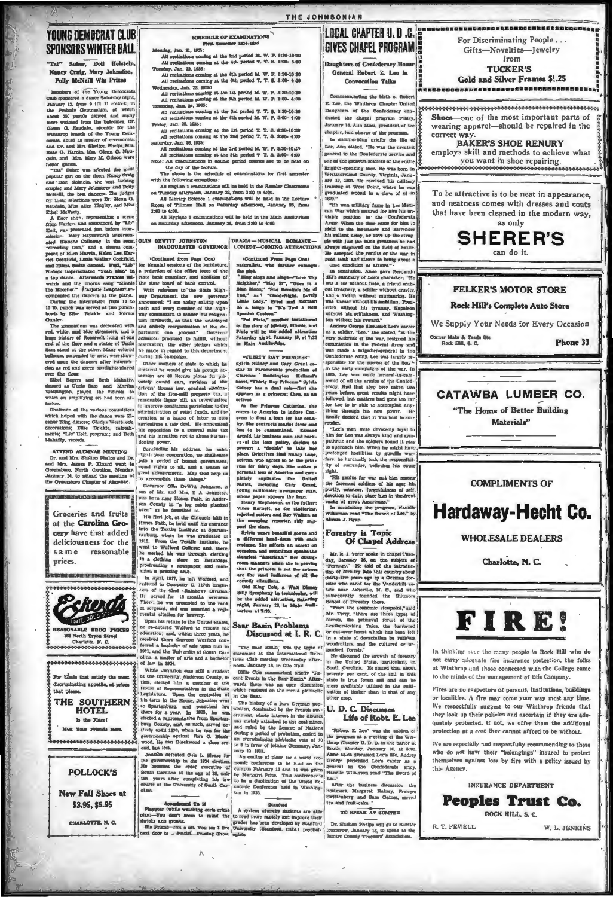# YOUNG DEMOCRAT CLUB SPONSORS WINTER BALL

## "Tat" Suber, Doll Holstein, Nancy Craig, Mary Johnston, Polly McNeill Win Prizes

Members of the Young Democrats Club sponsored a dance Saturday night, January 12, from 9 till 11 o'clock, in the Peabody Gymnasium, at which about 250 people danced and many more watched from the balconies. Dr. Glenn G. Ramdain, sponsor for the Winthrop branch of the Young Democrats, acted as master of ceremonies, and Dr. and Mrs Shelton Phelps, Mrs. Kate G. Hardin, Mrs. Glenn G. Naudain, and Mrs. Mary M. Gibson were honor guests.

"Tat" Suber was selected the most popular girl on the floor; Nancy Craig and Doll Holstein, the best looking couple; and Mary Johnston and Polly McNeill, the best dancers. The judges for these selections were Dr. Glenn G. Naudain, Miss Alice Tingley, and Miss Ethel McVeety.

A floor show, representing a scene from Harlem and announced by "Lib" Holt, was presented just before intermission. Mary Haynesworth impersonated Blanche Calloway in the song, "Growling Dan," and a chorus composed of Ellen Harvin, Helen Lee, Harriet Cockfield, Lizzie Walker Cockfield, and Emma Smith danced. Next, "Lib" Blalock impersonated "Yeah Man" in a tap dance. Afterwards Frances Edwards and the chorus sang "Minnie the Moocher." Marjorie Leaphear accompanied the dancers at the piano.

During the intermission from 10 to 10:15, punch was served at two punchbowls by Ethel Brickle and Norma Gunter.

The gymnasium was decorated with red, white, and blue streamers, and a huge picture of Roosevelt hung at one end of the floor and a statue of Uncle Sam stood at the other. Many colored balloons, suspended by nets, were showered upon the dancers after intermission as red and green spotlights played over the floor.

Ethel Rogers and Beth Mahaffy, dressed as Uncle Sam and Martha Washington, played the victrola to which an amplifying set had been attached.

Chairmen of the various committees which helped with the dance were Eleanor King, dances; Gladys Westbrook, decorations; Ethel Brickle, refreshments; "Lib" Holt, program; and Beth Mahaffy, records.

### ATTEND ALUMNAE MEETING

Dr. and Mrs. Shelton Phelps and Dr. and Mrs. James P. Kinard went to Greensboro, North Carolina, Monday, January 14, to attend the meeting of the Greensboro Chapter of Alumnae.

---

Groceries and fruits at the **Carolina Grocery** have that added deliciousness for the same reasonable prices.

---

**Eckerd's**

REASONABLE DRUG PRICES
128 North Tryon Street
Charlotte, N. C.

---

For meals that satisfy the most discriminating appetite, at prices that please.

**THE SOUTHERN HOTEL**

Is the Place!

Meet Your Friends Here.

---

**POLLOCK'S**

New Fall Shoes at $3.95, $5.95

CHARLOTTE, N. C.

---

## SCHEDULE OF EXAMINATIONS

### First Semester 1934-1935

Monday, Jan. 21, 1935:
All recitations coming at the 2nd period M. W. F. 8:30-10:30
All recitations coming at the 4th period T. T. S. 2:00- 4:00

Tuesday, Jan. 22, 1935:
All recitations coming at the 4th period M. W. F. 8:30-10:30
All recitations coming at the 6th period T. T. S. 2:00- 4:00

Wednesday, Jan. 23, 1935:
All recitations coming at the 1st period M. W. F. 8:30-10:30
All recitations coming at the 5th period M. W. F. 2:00- 4:00

Thursday, Jan. 24, 1935:
All recitations coming at the 3rd period T. T. S. 8:30-10:30
All recitations coming at the 6th period M. W. F. 2:00- 4:00

Friday, Jan. 25, 1935:
All recitations coming at the 1st period T. T. S. 8:30-10:30
All recitations coming at the 2nd period T. T. S. 2:00- 4:00

Saturday, Jan. 26, 1935:
All recitations coming at the 3rd period M. W. F. 8:30-10:30
All recitations coming at the 5th period T. T. S. 2:00- 4:00

Note: All examinations in double period courses are to be held on the day of the lecture.

The above is the schedule of examinations for first semester with the following exceptions:

All English 1 examinations will be held in the Regular Classrooms on Tuesday afternoon, January 22, from 2:00 to 4:00.

All Library Science 1 examinations will be held in the Lecture Room of Tillman Hall on Saturday afternoon, January 26, from 2:00 to 4:00.

All Hygiene 5 examinations will be held in the Main Auditorium on Saturday afternoon, January 26, from 2:00 to 4:00.

## OLIN DEWITT JOHNSTON INAUGURATED GOVERNOR

(Continued from Page One)

for biennial sessions of the legislature, a reduction of the office force of the state bank examiner, and abolition of the state board of bank control.

With reference to the State Highway Department, the new governor announced: "I am today calling upon each and every member of the highway commission to tender his resignation forthwith, so that the undelayed and orderly reorganization of the department can proceed." Governor Johnston promised to fulfill, without reservation, the other pledges which he made in regard to this department during his campaign.

Other matters of state to which he declared he would give his prompt attention are $3 license plates for privately owned cars, revision of the drivers' license law, gradual elimination of the five-mill property tax, a reasonable liquor bill, an investigation to improve conditions pertaining to the administration of relief funds, and the creation of a board of labor to give agriculture a fair deal. He announced his opposition to a general sales tax and his intention not to abuse his pardoning power.

Concluding his address, he said: "With your cooperation, we shall come into a period of honest government, equal rights to all, and a season of great advancement. May God help us to accomplish these things."

Governor Olin DeWitt Johnston, a son of Mr. and Mrs. E. A. Johnston, was born near Honea Path, in Anderson County in "a log cabin planked over," as he described it.

His first job, at the Chiquola Mill in Honea Path, he held until his entrance into the Textile Institute at Spartanburg, where he was graduated in 1915. From the Textile Institute, he went to Wofford College; and, there, he worked his way through, clerking in a clothing store on Saturdays, proofreading a newspaper, and managing a pressing club.

In April, 1917, he left Wofford, and enlisted in Company G, 117th Engineers of the 42nd (Rainbow) Division. He served for 18 months overseas. There, he was promoted to the rank of sergeant, and was awarded a regimental citation for bravery.

Upon his return to the United States, he re-entered Wofford to resume his education; and, within three years, he received three degrees: Wofford conferred a bachelor of arts upon him in 1921, and the University of South Carolina, a master of arts and a bachelor of law in 1924.

While Johnston was still a student at the University, Anderson County, in 1923, elected him a member of the House of Representatives in the State Legislature. Upon the expiration of his term in the House, Johnston went to Spartanburg, and practiced law there for a year. In 1925, he was elected a representative from Spartanburg County, and, as such, served actively until 1930, when he ran for the governorship against Ibra C. Blackwood. He ran Blackwood a close second, but lost.

Johnston defeated Cole L. Blease for the governorship in the 1934 election. He becomes the chief executive of South Carolina at the age of 38, only ten years after completing his law course at the University of South Carolina.

---

**Accustomed To It**

Playgoer (while watching eerie crime play)—You don't seem to mind the shrieks and groans.

His Friend—Not a bit. You see I live next door to a dentist.—Passing Show.

## DRAMA—MUSICAL ROMANCE—COMEDY—COMING ATTRACTIONS

(Continued From Page One)

naturalists, who further entangle the plot.

"Bing sings and sings—"Love Thy Neighbor," "May I?", "Once in a Blue Moon," "She Reminds Me of You," and "Good-Night, Lovely Little Lady." Errol and Merman do a tango to "It's Just a New Spanish Custom."

"Pal Pinto," another installment in the story of Mickey, Minnie, and Pluto will be the added attraction Saturday night, January 19, at 7:30 in Main Auditorium.

### "THIRTY DAY PRINCESS"

Sylvia Sidney and Cary Grant costar in Paramount's production of Clarence Buddington Kelland's novel, "Thirty Day Princess." Sylvia Sidney has a dual role—first she appears as a princess; then, as an actress.

As the Princess Catterina, she comes to America to induce Congress to float a loan for her country. She contracts scarlet fever and has to be quarantined. Edward Arnold, big business man and backer of the loan policy, decides to procure a "double" to take her place. Detectives find Nancy Lane, actress, who agrees to be the princess for thirty days. She makes a personal tour of America and completely captivates the United States, including Cary Grant, young millionaire newspaper man, whose paper opposes the loan.

Henry Stephenson, as the father; Vince Barnett, as the stuttering, rejected suitor; and Ray Walker, as the snooping reporter, ably support the stars.

Sylvia wears beautiful gowns and a different head-dress with each costume. She affects an accent on occasion, and sometimes speaks the slangiest "American." Her dining-room manners when she is proving that the princess is not the actress are the most ludicrous of all the comedy situations.

Old King Cole, a Walt Disney Silly Symphony in technicolor, will be the added attraction, Saturday night, January 26, in Main Auditorium at 7:30.

## Saar Basin Problems Discussed at I. R. C.

"The Saar Basin" was the topic of discussion at the International Relations Club meeting Wednesday afternoon, January 16, in Clio Hall.

Billie Cole summarized briefly "Recent Events in the Saar Basin." Afterwards there was an open discussion which centered on the recent plebiscite in the Saar.

The history of a pure German population, dominated by the French government, whose interest in the district was mainly attached to the coal mines, and ruled by the League of Nations during a period of probation, ended in an overwhelming plebiscite vote of 10 to 3 in favor of joining Germany, January 13, 1935.

An outline of place for a world economic conference to be held on the campus February 13 and 14 was given by Margaret Price. This conference is to be a duplication of the World Economic Conference held in Washington in 1933.

### Stanford

A system whereby students are able to read more rapidly and improve their grades has been developed by Stanford University (Stanford, Calif.) psychologists.

## LOCAL CHAPTER U. D. C. GIVES CHAPEL PROGRAM

### Daughters of Confederacy Honor General Robert E. Lee in Convocation Talks

Commemorating the birth of Robert E. Lee, the Winthrop Chapter United Daughters of the Confederacy conducted the chapel program Friday, January 18. Ann Moss, president of the chapter, had charge of the program.

In summarizing briefly the life of Lee, Ann stated, "He was the greatest general in the Confederate service and one of the greatest soldiers of the entire English-speaking race. He was born in Westmoreland County, Virginia, January 19, 1807. He received his military training at West Point, where he was graduated second in a class of 46 in 1829."

"He won military fame in the Mexican War which secured for him his enviable position in the Confederate Army. When the time came for him to yield to the inevitable and surrender his gallant army, he gave up the struggle with just the same greatness he had always displayed on the field of battle. He accepted the results of the war in good faith and strove to bring about a united condition of affairs."

In conclusion, Anne gave Benjamin Hill's summary of Lee's character: "He was a foe without hate, a friend without treachery, a soldier without cruelty, and a victim without murmuring. He was Caesar without his ambition, Frederick without his tyranny, Napoleon without his selfishness, and Washington without his reward."

Andrew George discussed Lee's career as a soldier. "Lee," she stated, "at the very outbreak of the war, resigned his commission in the Federal Army and was made a brigadier-general in the Confederate Army. Lee was largely responsible for the success of the South in the early campaigns of the war. In 1865, Lee was made general-in-command of all the armies of the Confederacy. Had that step been taken two years before, great results might have followed, but matters had gone too far for Lee to be able to accomplish anything through his new power. He finally decided that it was best to surrender.

"Lee's men were devotedly loyal to him for Lee was always kind and sympathetic and the soldiers found it easy to approach him. When he might have prolonged hostilities by guerilla warfare, he heroically took the responsibility of surrender, believing his cause right.

"His genius for war put him among the foremost soldiers of his age; his purity, courtesy, forgetfulness of self, devotion to duty, place him in the front ranks of great Americans."

In concluding the program, Nanelle Wilkerson read "The Sword of Lee," by Abram J. Ryan.

## Forestry is Topic Of Chapel Address

Mr. E. I. Terry spoke in chapel Tuesday, January 15, on the subject of "Forestry." He told of the introduction of forestry into this country about thirty-five years ago by a German forester who cared for the Vanderbilt estate near Asheville, N. C., and who subsequently founded the Biltmore School of Forestry there.

"From the economic viewpoint," said Mr. Terry, "there are three types of forests, the primeval forest of the Leatherstocking Tales, the lumbered or cut-over forest which has been left in a state of devastation by ruthless woodcutters, and the cultured or organized forests."

He discussed the growth of forestry in the United States, particularly in South Carolina. He stated that about seventy per cent. of the soil in this state is true forest soil and can be more profitably utilized in the cultivation of timber than in that of any other crop.

## U. D. C. Discusses Life of Robt. E. Lee

"Robert E. Lee" was the subject of the program at a meeting of the Winthrop Chapter U. D. C. in the parlor of South, Monday, January 14, at 5:00. Anne Moss discussed Lee's life. Audrey George presented Lee's career as a general in the Confederate army. Nanelle Wilkerson read "The Sword of Lee."

After the business discussion, the hostesses, Margaret Rainey, Frances Swittenberg, and Sara Gaines, served tea and fruit-cake.

### TO SPEAK AT SUMTER

Dr. Shelton Phelps will go to Sumter tomorrow, January 19, to speak to the Sumter County Teachers' Association.

---

For Discriminating People . . .
Gifts—Novelties—Jewelry
from
**TUCKER'S**
Gold and Silver Frames $1.25

---

**Shoes**—one of the most important parts of wearing apparel—should be repaired in the correct way.

**BAKER'S SHOE RENURY** employs skill and methods to achieve what you want in shoe repairing.

---

To be attractive is to be neat in appearance, and neatness comes with dresses and coats that have been cleaned in the modern way, as only

**SHERER'S**

can do it.

---

**FELKER'S MOTOR STORE**

**Rock Hill's Complete Auto Store**

We Supply Your Needs for Every Occasion

Corner Main & Trade Sts. Rock Hill, S. C. — Phone 33

---

**CATAWBA LUMBER CO.**

"The Home of Better Building Materials"

---

COMPLIMENTS OF

**Hardaway-Hecht Co.**

WHOLESALE DEALERS

Charlotte, N. C.

---

# FIRE!

In thinking over the many people in Rock Hill who do not carry adequate fire insurance protection, the folks at Winthrop and those connected with the College came to the minds of the management of this Company.

Fires are no respecters of persons, institutions, buildings or localities. A fire may come your way most any time. We respectfully suggest to our Winthrop friends that they look up their policies and ascertain if they are adequately protected. If not, we offer them the additional protection at a cost they cannot afford to be without.

We are especially and respectfully recommending to those who do not have their "belongings" insured to protect themselves against loss by fire with a policy issued by this Agency.

INSURANCE DEPARTMENT

**Peoples Trust Co.**

ROCK HILL, S. C.

R. T. FEWELL — W. L. JENKINS